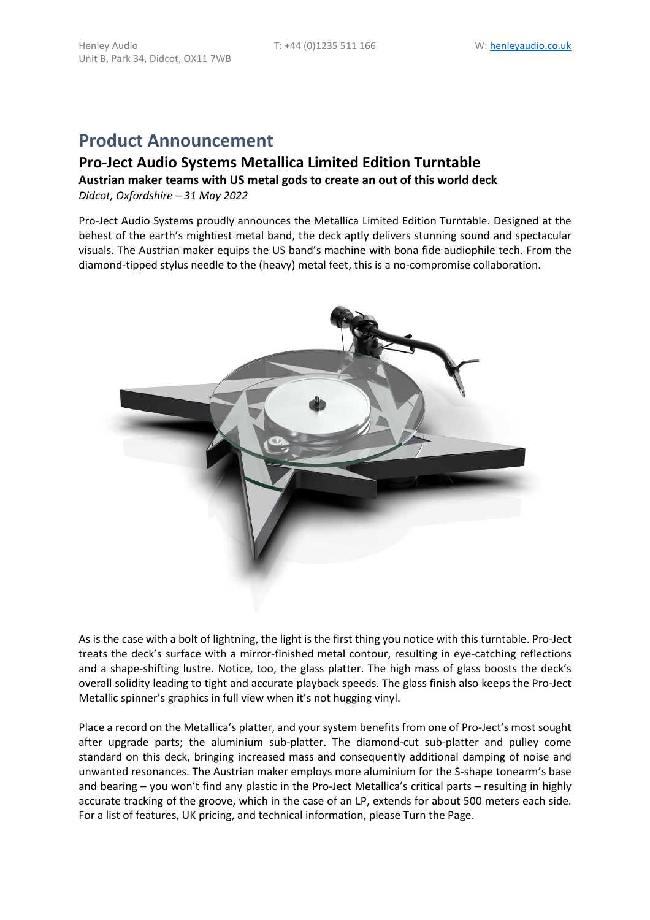Henley Audio
Unit B, Park 34, Didcot, OX11 7WB

T: +44 (0)1235 511 166

W: [henleyaudio.co.uk](http://henleyaudio.co.uk)

# Product Announcement

## Pro-Ject Audio Systems Metallica Limited Edition Turntable

**Austrian maker teams with US metal gods to create an out of this world deck**

*Didcot, Oxfordshire – 31 May 2022*

Pro-Ject Audio Systems proudly announces the Metallica Limited Edition Turntable. Designed at the behest of the earth's mightiest metal band, the deck aptly delivers stunning sound and spectacular visuals. The Austrian maker equips the US band's machine with bona fide audiophile tech. From the diamond-tipped stylus needle to the (heavy) metal feet, this is a no-compromise collaboration.

As is the case with a bolt of lightning, the light is the first thing you notice with this turntable. Pro-Ject treats the deck's surface with a mirror-finished metal contour, resulting in eye-catching reflections and a shape-shifting lustre. Notice, too, the glass platter. The high mass of glass boosts the deck's overall solidity leading to tight and accurate playback speeds. The glass finish also keeps the Pro-Ject Metallic spinner's graphics in full view when it's not hugging vinyl.

Place a record on the Metallica's platter, and your system benefits from one of Pro-Ject's most sought after upgrade parts; the aluminium sub-platter. The diamond-cut sub-platter and pulley come standard on this deck, bringing increased mass and consequently additional damping of noise and unwanted resonances. The Austrian maker employs more aluminium for the S-shape tonearm's base and bearing – you won't find any plastic in the Pro-Ject Metallica's critical parts – resulting in highly accurate tracking of the groove, which in the case of an LP, extends for about 500 meters each side. For a list of features, UK pricing, and technical information, please Turn the Page.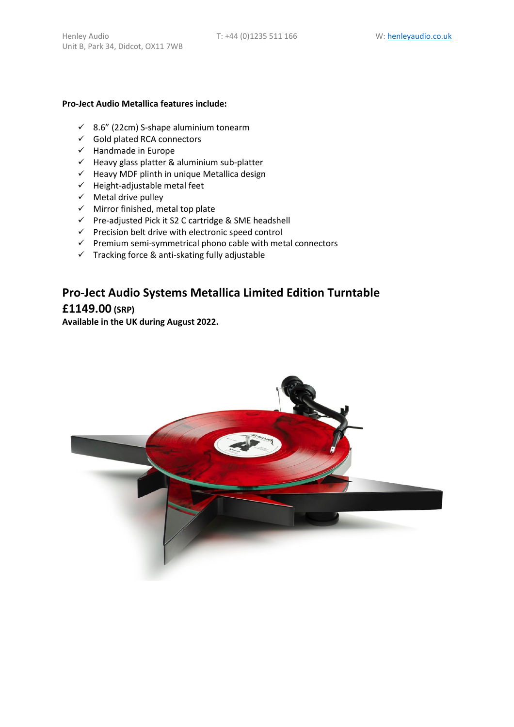**Pro-Ject Audio Metallica features include:**

- ✓ 8.6" (22cm) S-shape aluminium tonearm
- ✓ Gold plated RCA connectors
- ✓ Handmade in Europe
- ✓ Heavy glass platter & aluminium sub-platter
- ✓ Heavy MDF plinth in unique Metallica design
- ✓ Height-adjustable metal feet
- ✓ Metal drive pulley
- ✓ Mirror finished, metal top plate
- ✓ Pre-adjusted Pick it S2 C cartridge & SME headshell
- ✓ Precision belt drive with electronic speed control
- ✓ Premium semi-symmetrical phono cable with metal connectors
- ✓ Tracking force & anti-skating fully adjustable

## Pro-Ject Audio Systems Metallica Limited Edition Turntable

**£1149.00 (SRP)**

**Available in the UK during August 2022.**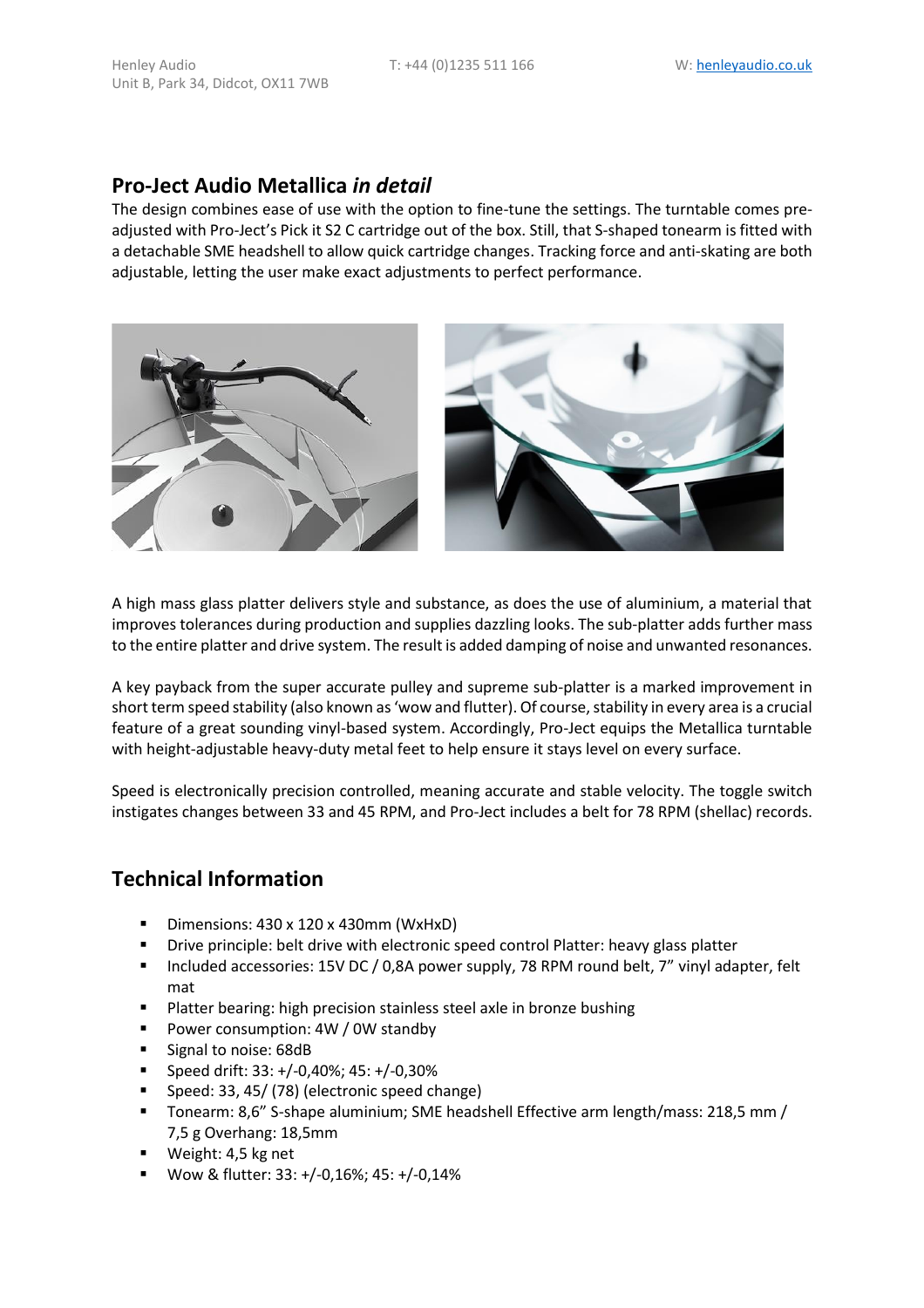## Pro-Ject Audio Metallica *in detail*

The design combines ease of use with the option to fine-tune the settings. The turntable comes pre-adjusted with Pro-Ject's Pick it S2 C cartridge out of the box. Still, that S-shaped tonearm is fitted with a detachable SME headshell to allow quick cartridge changes. Tracking force and anti-skating are both adjustable, letting the user make exact adjustments to perfect performance.

A high mass glass platter delivers style and substance, as does the use of aluminium, a material that improves tolerances during production and supplies dazzling looks. The sub-platter adds further mass to the entire platter and drive system. The result is added damping of noise and unwanted resonances.

A key payback from the super accurate pulley and supreme sub-platter is a marked improvement in short term speed stability (also known as 'wow and flutter). Of course, stability in every area is a crucial feature of a great sounding vinyl-based system. Accordingly, Pro-Ject equips the Metallica turntable with height-adjustable heavy-duty metal feet to help ensure it stays level on every surface.

Speed is electronically precision controlled, meaning accurate and stable velocity. The toggle switch instigates changes between 33 and 45 RPM, and Pro-Ject includes a belt for 78 RPM (shellac) records.

## Technical Information

- Dimensions: 430 x 120 x 430mm (WxHxD)
- Drive principle: belt drive with electronic speed control Platter: heavy glass platter
- Included accessories: 15V DC / 0,8A power supply, 78 RPM round belt, 7" vinyl adapter, felt mat
- Platter bearing: high precision stainless steel axle in bronze bushing
- Power consumption: 4W / 0W standby
- Signal to noise: 68dB
- Speed drift: 33: +/-0,40%; 45: +/-0,30%
- Speed: 33, 45/ (78) (electronic speed change)
- Tonearm: 8,6" S-shape aluminium; SME headshell Effective arm length/mass: 218,5 mm / 7,5 g Overhang: 18,5mm
- Weight: 4,5 kg net
- Wow & flutter: 33: +/-0,16%; 45: +/-0,14%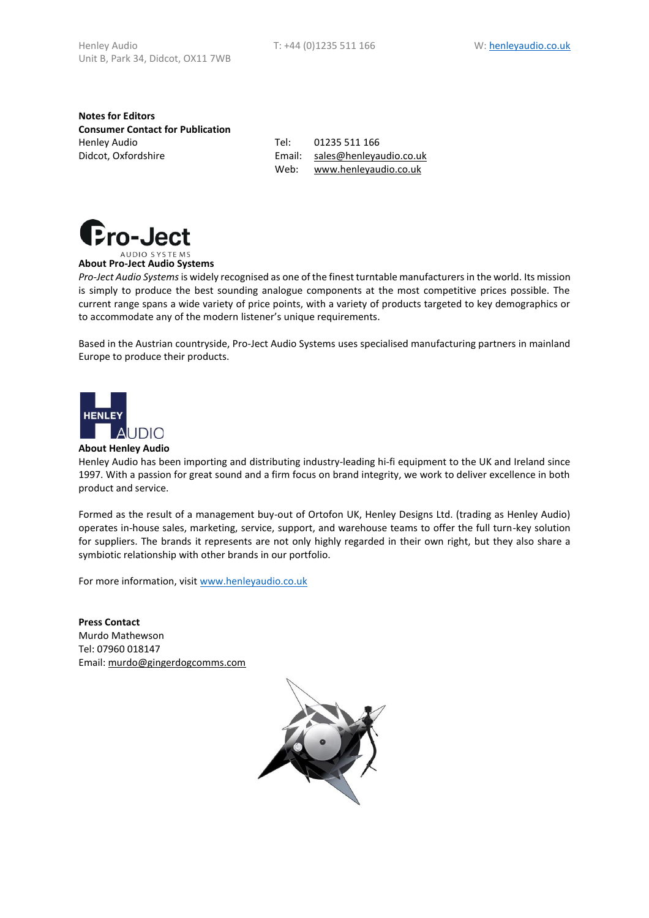**Notes for Editors**

**Consumer Contact for Publication**

Henley Audio
Didcot, Oxfordshire

Tel: 01235 511 166
Email: sales@henleyaudio.co.uk
Web: www.henleyaudio.co.uk

**About Pro-Ject Audio Systems**

*Pro-Ject Audio Systems* is widely recognised as one of the finest turntable manufacturers in the world. Its mission is simply to produce the best sounding analogue components at the most competitive prices possible. The current range spans a wide variety of price points, with a variety of products targeted to key demographics or to accommodate any of the modern listener's unique requirements.

Based in the Austrian countryside, Pro-Ject Audio Systems uses specialised manufacturing partners in mainland Europe to produce their products.

**About Henley Audio**

Henley Audio has been importing and distributing industry-leading hi-fi equipment to the UK and Ireland since 1997. With a passion for great sound and a firm focus on brand integrity, we work to deliver excellence in both product and service.

Formed as the result of a management buy-out of Ortofon UK, Henley Designs Ltd. (trading as Henley Audio) operates in-house sales, marketing, service, support, and warehouse teams to offer the full turn-key solution for suppliers. The brands it represents are not only highly regarded in their own right, but they also share a symbiotic relationship with other brands in our portfolio.

For more information, visit www.henleyaudio.co.uk

**Press Contact**

Murdo Mathewson
Tel: 07960 018147
Email: murdo@gingerdogcomms.com